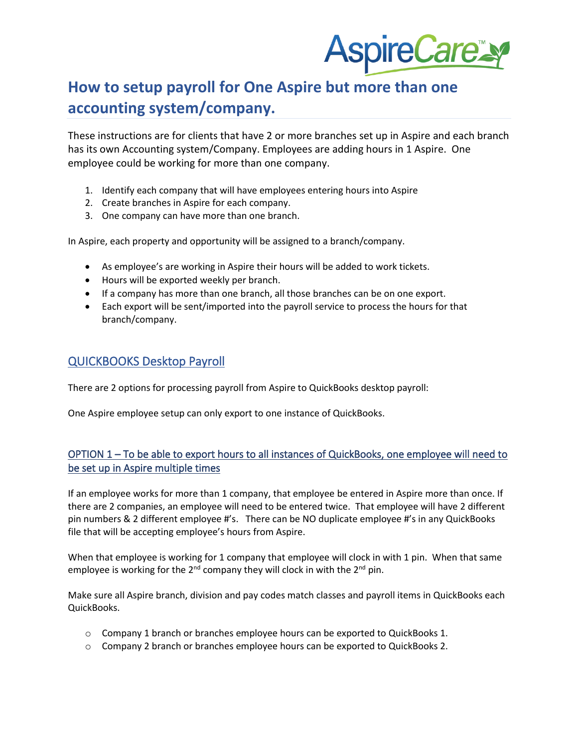# How to setup payroll for One Aspire but more than one accounting system/company.

These instructions are for clients that have 2 or more branches set up in Aspire and each branch has its own Accounting system/Company. Employees are adding hours in 1 Aspire. One employee could be working for more than one company.

1. Identify each company that will have employees entering hours into Aspire
2. Create branches in Aspire for each company.
3. One company can have more than one branch.

In Aspire, each property and opportunity will be assigned to a branch/company.

- As employee's are working in Aspire their hours will be added to work tickets.
- Hours will be exported weekly per branch.
- If a company has more than one branch, all those branches can be on one export.
- Each export will be sent/imported into the payroll service to process the hours for that branch/company.

## QUICKBOOKS Desktop Payroll

There are 2 options for processing payroll from Aspire to QuickBooks desktop payroll:

One Aspire employee setup can only export to one instance of QuickBooks.

### OPTION 1 – To be able to export hours to all instances of QuickBooks, one employee will need to be set up in Aspire multiple times

If an employee works for more than 1 company, that employee be entered in Aspire more than once. If there are 2 companies, an employee will need to be entered twice. That employee will have 2 different pin numbers & 2 different employee #'s. There can be NO duplicate employee #'s in any QuickBooks file that will be accepting employee's hours from Aspire.

When that employee is working for 1 company that employee will clock in with 1 pin. When that same employee is working for the 2nd company they will clock in with the 2nd pin.

Make sure all Aspire branch, division and pay codes match classes and payroll items in QuickBooks each QuickBooks.

- Company 1 branch or branches employee hours can be exported to QuickBooks 1.
- Company 2 branch or branches employee hours can be exported to QuickBooks 2.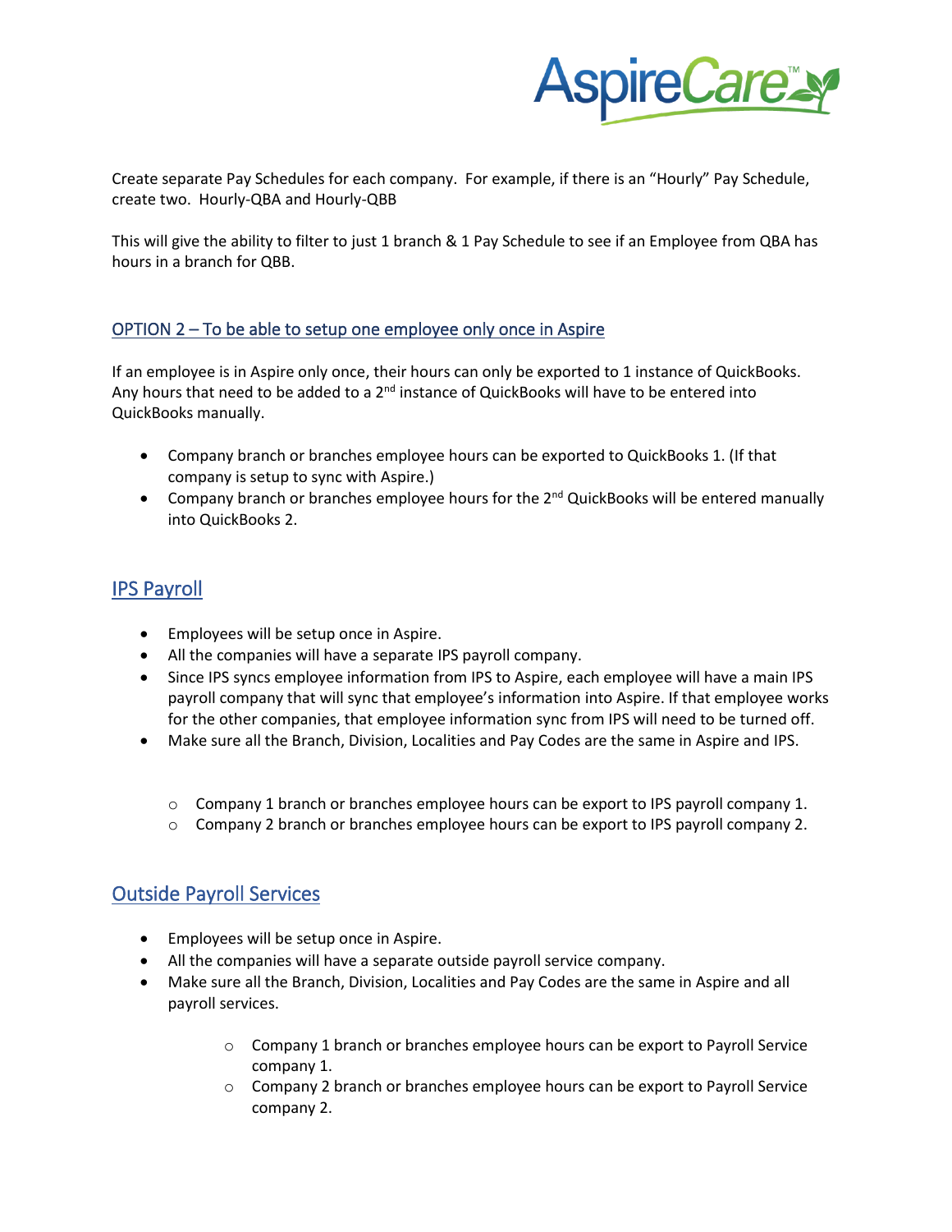Create separate Pay Schedules for each company. For example, if there is an "Hourly" Pay Schedule, create two. Hourly-QBA and Hourly-QBB

This will give the ability to filter to just 1 branch & 1 Pay Schedule to see if an Employee from QBA has hours in a branch for QBB.

### OPTION 2 – To be able to setup one employee only once in Aspire

If an employee is in Aspire only once, their hours can only be exported to 1 instance of QuickBooks. Any hours that need to be added to a 2nd instance of QuickBooks will have to be entered into QuickBooks manually.

- Company branch or branches employee hours can be exported to QuickBooks 1. (If that company is setup to sync with Aspire.)
- Company branch or branches employee hours for the 2nd QuickBooks will be entered manually into QuickBooks 2.

## IPS Payroll

- Employees will be setup once in Aspire.
- All the companies will have a separate IPS payroll company.
- Since IPS syncs employee information from IPS to Aspire, each employee will have a main IPS payroll company that will sync that employee's information into Aspire. If that employee works for the other companies, that employee information sync from IPS will need to be turned off.
- Make sure all the Branch, Division, Localities and Pay Codes are the same in Aspire and IPS.
  - Company 1 branch or branches employee hours can be export to IPS payroll company 1.
  - Company 2 branch or branches employee hours can be export to IPS payroll company 2.

## Outside Payroll Services

- Employees will be setup once in Aspire.
- All the companies will have a separate outside payroll service company.
- Make sure all the Branch, Division, Localities and Pay Codes are the same in Aspire and all payroll services.
  - Company 1 branch or branches employee hours can be export to Payroll Service company 1.
  - Company 2 branch or branches employee hours can be export to Payroll Service company 2.